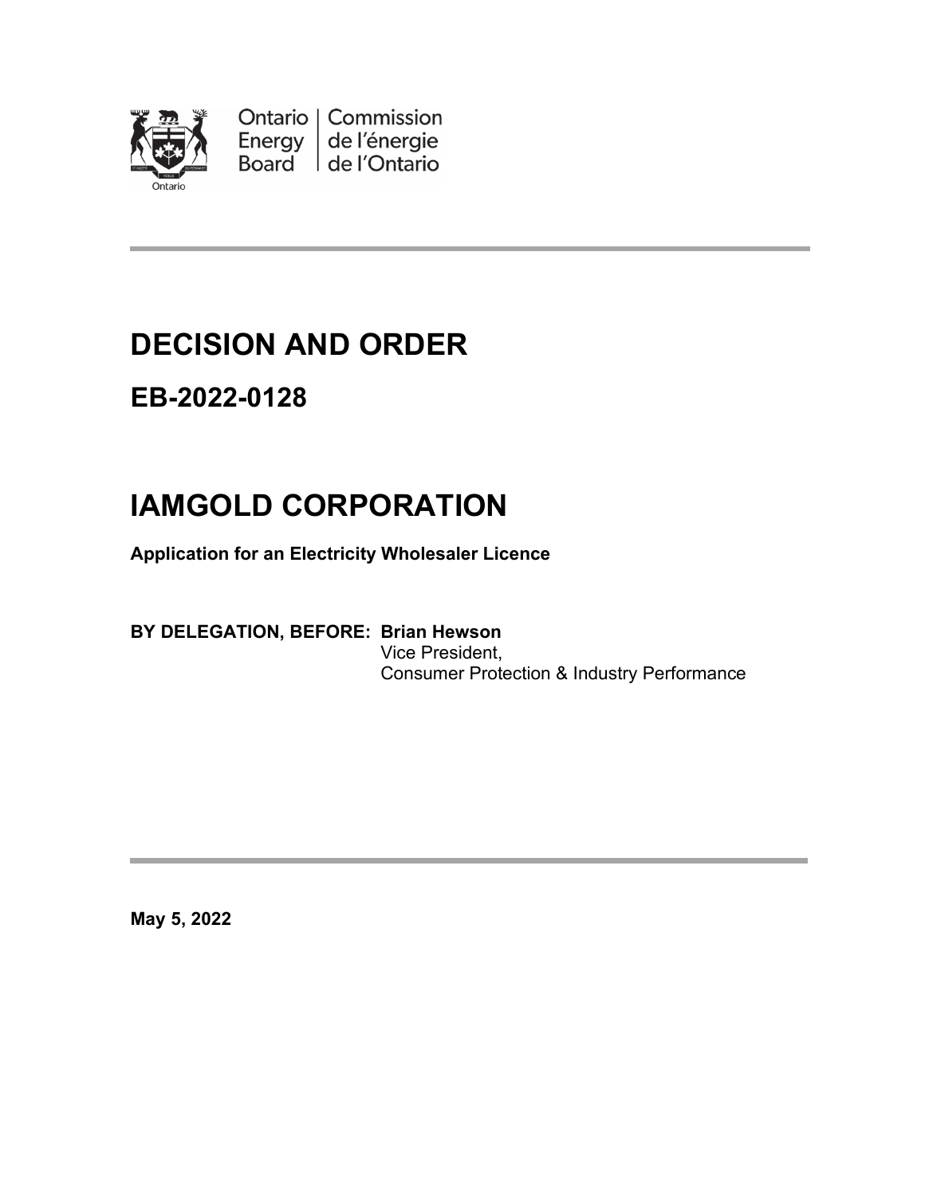Ontario Energy Board | Commission de l'énergie de l'Ontario

# DECISION AND ORDER

## EB-2022-0128

# IAMGOLD CORPORATION

**Application for an Electricity Wholesaler Licence**

**BY DELEGATION, BEFORE: Brian Hewson**
Vice President,
Consumer Protection & Industry Performance

**May 5, 2022**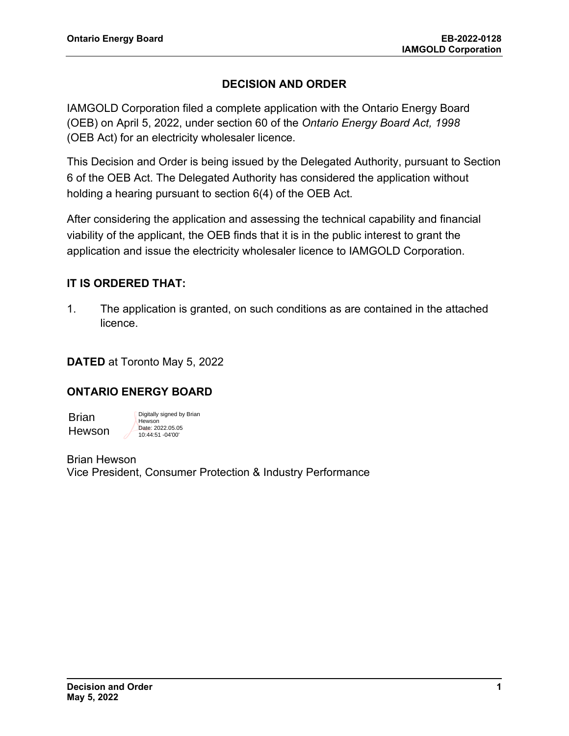# DECISION AND ORDER

IAMGOLD Corporation filed a complete application with the Ontario Energy Board (OEB) on April 5, 2022, under section 60 of the *Ontario Energy Board Act, 1998* (OEB Act) for an electricity wholesaler licence.

This Decision and Order is being issued by the Delegated Authority, pursuant to Section 6 of the OEB Act. The Delegated Authority has considered the application without holding a hearing pursuant to section 6(4) of the OEB Act.

After considering the application and assessing the technical capability and financial viability of the applicant, the OEB finds that it is in the public interest to grant the application and issue the electricity wholesaler licence to IAMGOLD Corporation.

## IT IS ORDERED THAT:

1. The application is granted, on such conditions as are contained in the attached licence.

**DATED** at Toronto May 5, 2022

## ONTARIO ENERGY BOARD

Brian Hewson

Digitally signed by Brian Hewson
Date: 2022.05.05 10:44:51 -04'00'

Brian Hewson
Vice President, Consumer Protection & Industry Performance